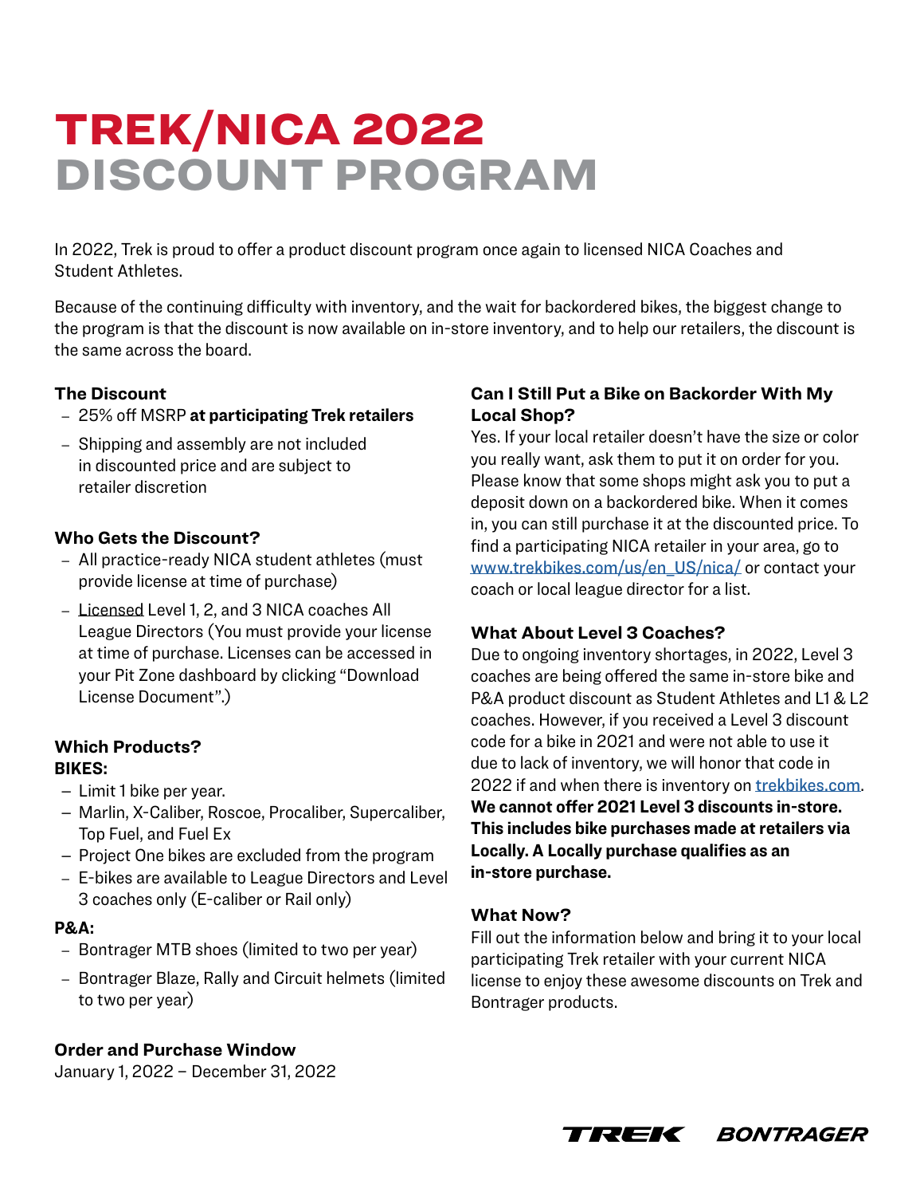# TREK/NICA 2022 DISCOUNT PROGRAM

In 2022, Trek is proud to offer a product discount program once again to licensed NICA Coaches and Student Athletes.

Because of the continuing difficulty with inventory, and the wait for backordered bikes, the biggest change to the program is that the discount is now available on in-store inventory, and to help our retailers, the discount is the same across the board.

### The Discount

- 25% off MSRP **at participating Trek retailers**
- Shipping and assembly are not included in discounted price and are subject to retailer discretion

### Who Gets the Discount?

- All practice-ready NICA student athletes (must provide license at time of purchase)
- Licensed Level 1, 2, and 3 NICA coaches All League Directors (You must provide your license at time of purchase. Licenses can be accessed in your Pit Zone dashboard by clicking "Download License Document".)

### Which Products?

**BIKES:**

- Limit 1 bike per year.
- Marlin, X-Caliber, Roscoe, Procaliber, Supercaliber, Top Fuel, and Fuel Ex
- Project One bikes are excluded from the program
- E-bikes are available to League Directors and Level 3 coaches only (E-caliber or Rail only)

**P&A:**

- Bontrager MTB shoes (limited to two per year)
- Bontrager Blaze, Rally and Circuit helmets (limited to two per year)

### Order and Purchase Window

January 1, 2022 – December 31, 2022

### Can I Still Put a Bike on Backorder With My Local Shop?

Yes. If your local retailer doesn't have the size or color you really want, ask them to put it on order for you. Please know that some shops might ask you to put a deposit down on a backordered bike. When it comes in, you can still purchase it at the discounted price. To find a participating NICA retailer in your area, go to www.trekbikes.com/us/en_US/nica/ or contact your coach or local league director for a list.

### What About Level 3 Coaches?

Due to ongoing inventory shortages, in 2022, Level 3 coaches are being offered the same in-store bike and P&A product discount as Student Athletes and L1 & L2 coaches. However, if you received a Level 3 discount code for a bike in 2021 and were not able to use it due to lack of inventory, we will honor that code in 2022 if and when there is inventory on trekbikes.com. **We cannot offer 2021 Level 3 discounts in-store. This includes bike purchases made at retailers via Locally. A Locally purchase qualifies as an in-store purchase.**

### What Now?

Fill out the information below and bring it to your local participating Trek retailer with your current NICA license to enjoy these awesome discounts on Trek and Bontrager products.

TREK BONTRAGER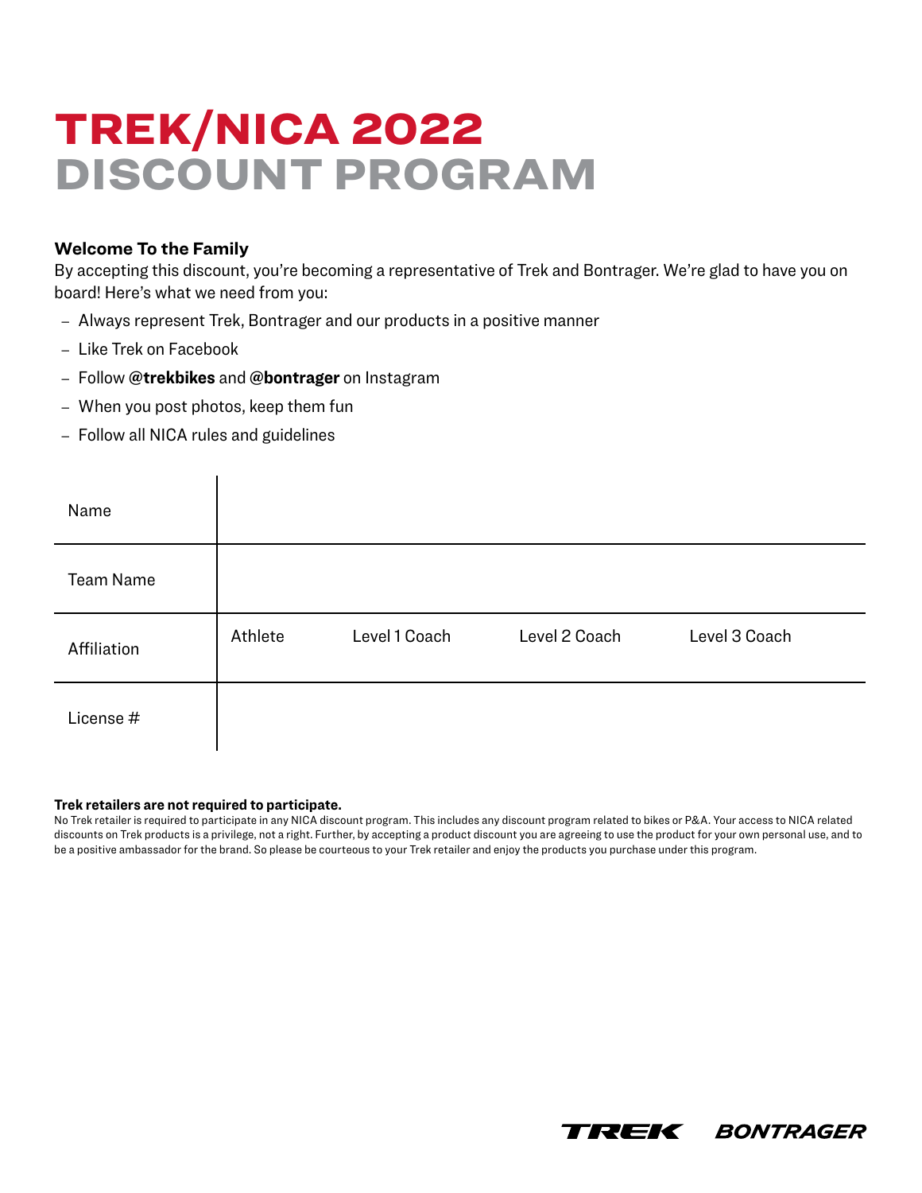# TREK/NICA 2022
# DISCOUNT PROGRAM

**Welcome To the Family**

By accepting this discount, you're becoming a representative of Trek and Bontrager. We're glad to have you on board! Here's what we need from you:

- Always represent Trek, Bontrager and our products in a positive manner
- Like Trek on Facebook
- Follow **@trekbikes** and **@bontrager** on Instagram
- When you post photos, keep them fun
- Follow all NICA rules and guidelines

| | | | | |
|---|---|---|---|---|
| Name | | | | |
| Team Name | | | | |
| Affiliation | Athlete | Level 1 Coach | Level 2 Coach | Level 3 Coach |
| License # | | | | |

**Trek retailers are not required to participate.**

No Trek retailer is required to participate in any NICA discount program. This includes any discount program related to bikes or P&A. Your access to NICA related discounts on Trek products is a privilege, not a right. Further, by accepting a product discount you are agreeing to use the product for your own personal use, and to be a positive ambassador for the brand. So please be courteous to your Trek retailer and enjoy the products you purchase under this program.

TREK BONTRAGER